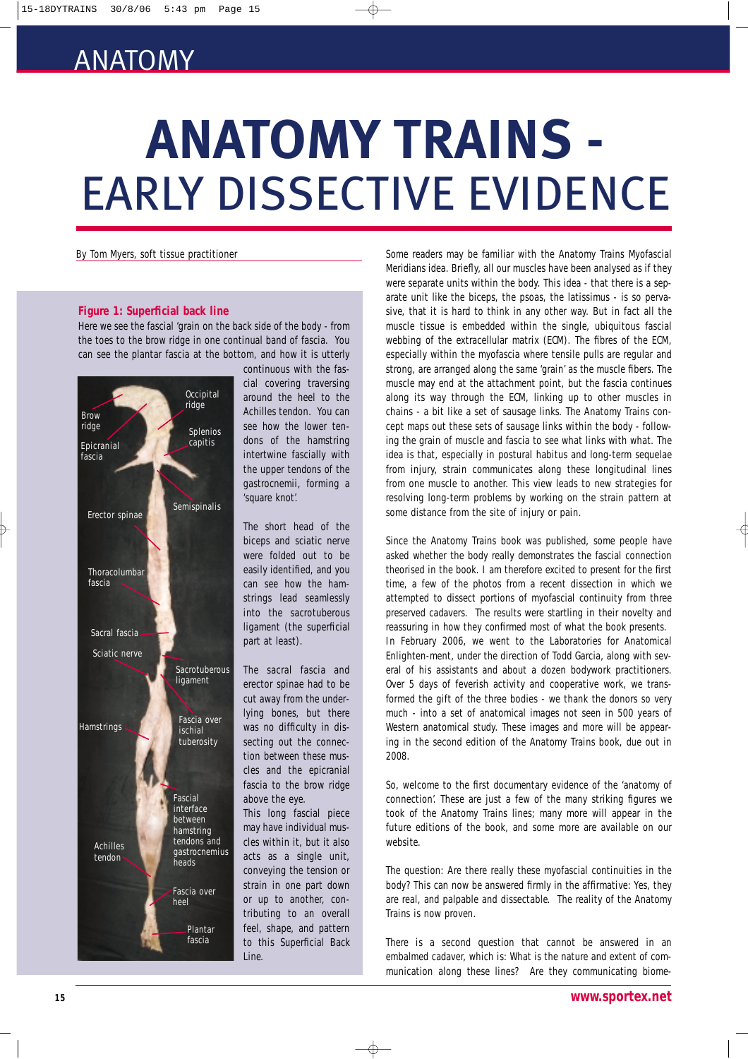# ANATOMY TRAINS - EARLY DISSECTIVE EVIDENCE

By Tom Myers, soft tissue practitioner

**Figure 1: Superficial back line**

Here we see the fascial 'grain on the back side of the body - from the toes to the brow ridge in one continual band of fascia. You can see the plantar fascia at the bottom, and how it is utterly continuous with the fascial covering traversing around the heel to the Achilles tendon. You can see how the lower tendons of the hamstring intertwine fascially with the upper tendons of the gastrocnemii, forming a 'square knot'.

The short head of the biceps and sciatic nerve were folded out to be easily identified, and you can see how the hamstrings lead seamlessly into the sacrotuberous ligament (the superficial part at least).

The sacral fascia and erector spinae had to be cut away from the underlying bones, but there was no difficulty in dissecting out the connection between these muscles and the epicranial fascia to the brow ridge above the eye.

This long fascial piece may have individual muscles within it, but it also acts as a single unit, conveying the tension or strain in one part down or up to another, contributing to an overall feel, shape, and pattern to this Superficial Back Line.

Some readers may be familiar with the Anatomy Trains Myofascial Meridians idea. Briefly, all our muscles have been analysed as if they were separate units within the body. This idea - that there is a separate unit like the biceps, the psoas, the latissimus - is so pervasive, that it is hard to think in any other way. But in fact all the muscle tissue is embedded within the single, ubiquitous fascial webbing of the extracellular matrix (ECM). The fibres of the ECM, especially within the myofascia where tensile pulls are regular and strong, are arranged along the same 'grain' as the muscle fibers. The muscle may end at the attachment point, but the fascia continues along its way through the ECM, linking up to other muscles in chains - a bit like a set of sausage links. The Anatomy Trains concept maps out these sets of sausage links within the body - following the grain of muscle and fascia to see what links with what. The idea is that, especially in postural habitus and long-term sequelae from injury, strain communicates along these longitudinal lines from one muscle to another. This view leads to new strategies for resolving long-term problems by working on the strain pattern at some distance from the site of injury or pain.

Since the Anatomy Trains book was published, some people have asked whether the body really demonstrates the fascial connection theorised in the book. I am therefore excited to present for the first time, a few of the photos from a recent dissection in which we attempted to dissect portions of myofascial continuity from three preserved cadavers. The results were startling in their novelty and reassuring in how they confirmed most of what the book presents.

In February 2006, we went to the Laboratories for Anatomical Enlighten-ment, under the direction of Todd Garcia, along with several of his assistants and about a dozen bodywork practitioners. Over 5 days of feverish activity and cooperative work, we transformed the gift of the three bodies - we thank the donors so very much - into a set of anatomical images not seen in 500 years of Western anatomical study. These images and more will be appearing in the second edition of the Anatomy Trains book, due out in 2008.

So, welcome to the first documentary evidence of the 'anatomy of connection'. These are just a few of the many striking figures we took of the Anatomy Trains lines; many more will appear in the future editions of the book, and some more are available on our website.

The question: Are there really these myofascial continuities in the body? This can now be answered firmly in the affirmative: Yes, they are real, and palpable and dissectable. The reality of the Anatomy Trains is now proven.

There is a second question that cannot be answered in an embalmed cadaver, which is: What is the nature and extent of communication along these lines? Are they communicating biome-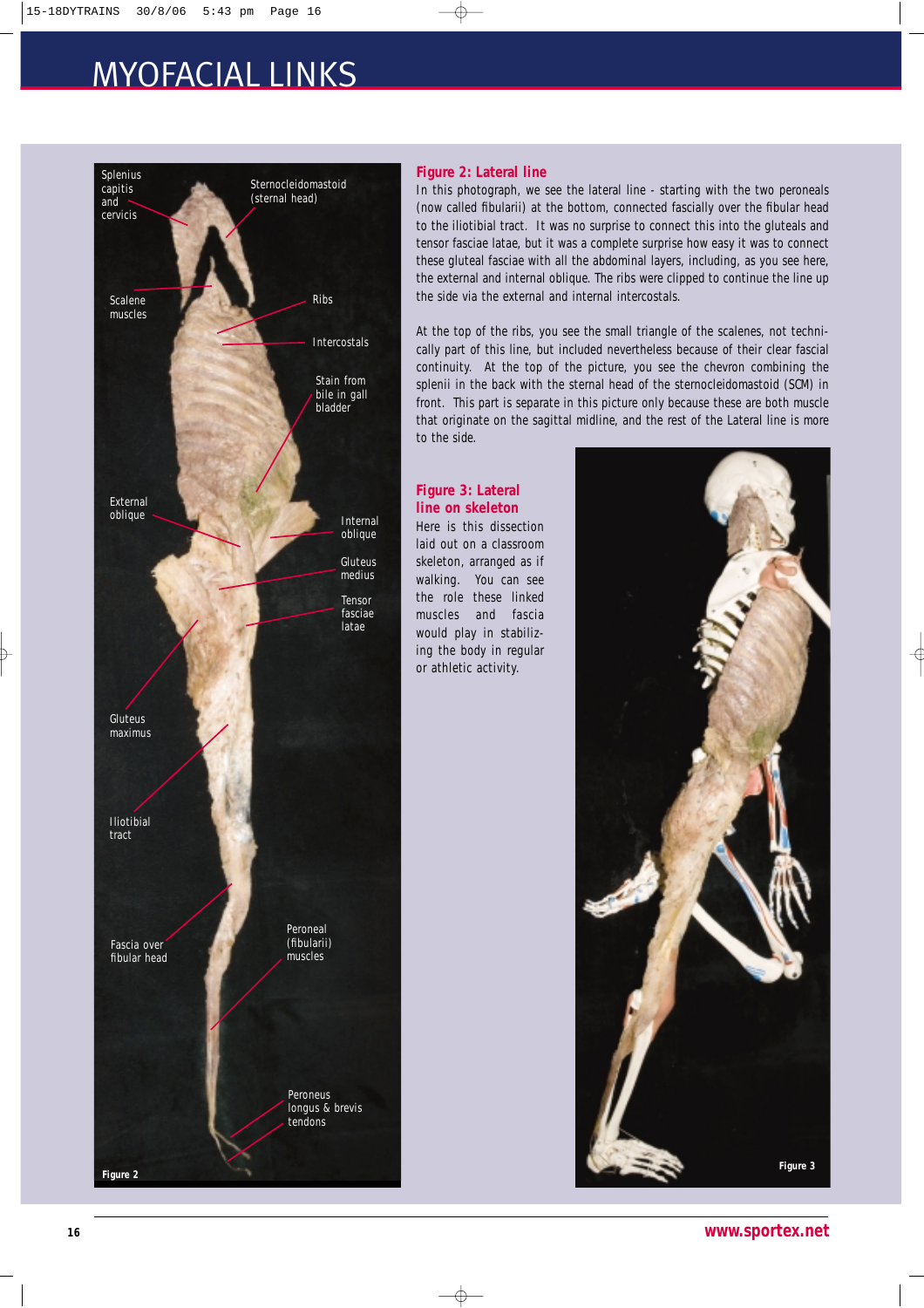# MYOFACIAL LINKS

Splenius capitis and cervicis

Sternocleidomastoid (sternal head)

Scalene muscles

Ribs

Intercostals

Stain from bile in gall bladder

External oblique

Internal oblique

Gluteus medius

Tensor fasciae latae

Gluteus maximus

Iliotibial tract

Fascia over fibular head

Peroneal (fibularii) muscles

Peroneus longus & brevis tendons

Figure 2

### Figure 2: Lateral line

In this photograph, we see the lateral line - starting with the two peroneals (now called fibularii) at the bottom, connected fascially over the fibular head to the iliotibial tract. It was no surprise to connect this into the gluteals and tensor fasciae latae, but it was a complete surprise how easy it was to connect these gluteal fasciae with all the abdominal layers, including, as you see here, the external and internal oblique. The ribs were clipped to continue the line up the side via the external and internal intercostals.

At the top of the ribs, you see the small triangle of the scalenes, not technically part of this line, but included nevertheless because of their clear fascial continuity. At the top of the picture, you see the chevron combining the splenii in the back with the sternal head of the sternocleidomastoid (SCM) in front. This part is separate in this picture only because these are both muscle that originate on the sagittal midline, and the rest of the Lateral line is more to the side.

### Figure 3: Lateral line on skeleton

Here is this dissection laid out on a classroom skeleton, arranged as if walking. You can see the role these linked muscles and fascia would play in stabilizing the body in regular or athletic activity.

Figure 3

www.sportex.net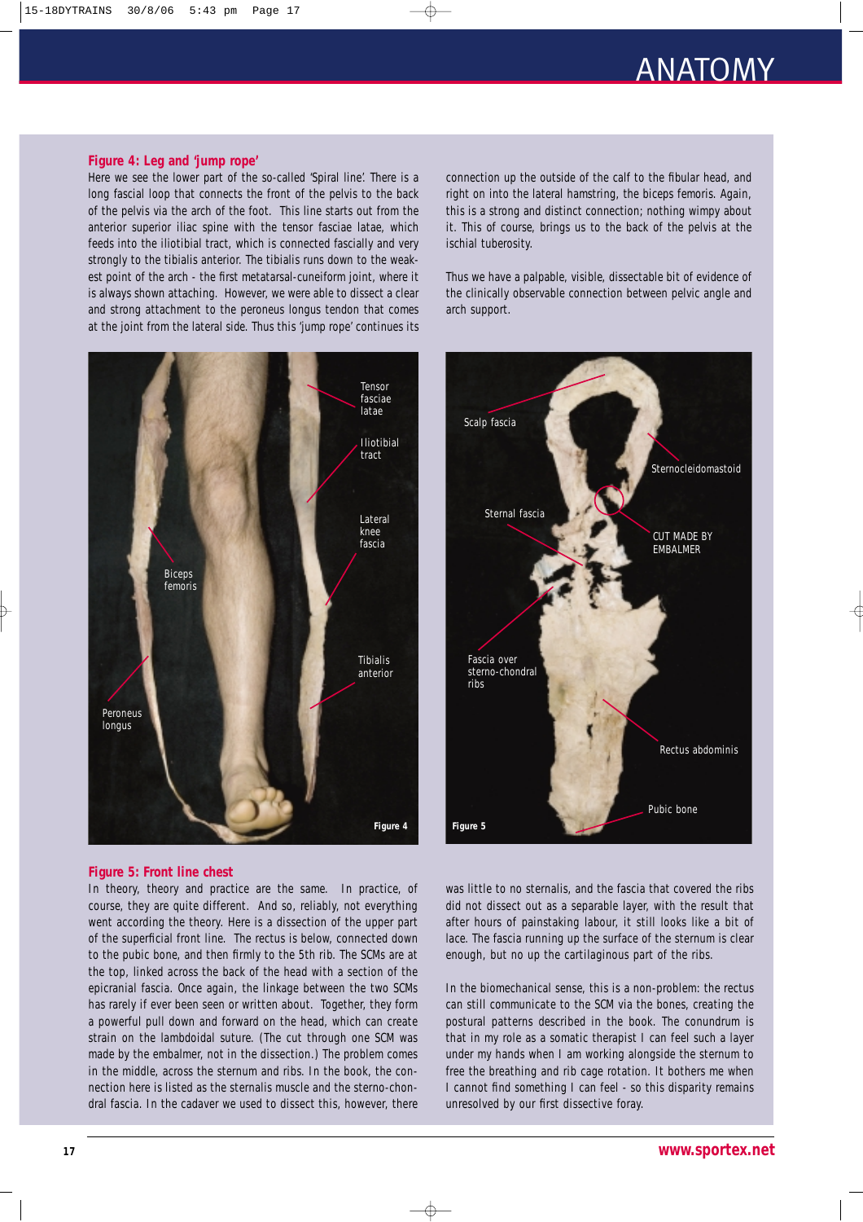## Figure 4: Leg and 'jump rope'

Here we see the lower part of the so-called 'Spiral line'. There is a long fascial loop that connects the front of the pelvis to the back of the pelvis via the arch of the foot. This line starts out from the anterior superior iliac spine with the tensor fasciae latae, which feeds into the iliotibial tract, which is connected fascially and very strongly to the tibialis anterior. The tibialis runs down to the weakest point of the arch - the first metatarsal-cuneiform joint, where it is always shown attaching. However, we were able to dissect a clear and strong attachment to the peroneus longus tendon that comes at the joint from the lateral side. Thus this 'jump rope' continues its connection up the outside of the calf to the fibular head, and right on into the lateral hamstring, the biceps femoris. Again, this is a strong and distinct connection; nothing wimpy about it. This of course, brings us to the back of the pelvis at the ischial tuberosity.

Thus we have a palpable, visible, dissectable bit of evidence of the clinically observable connection between pelvic angle and arch support.

Figure 4

Figure 5

## Figure 5: Front line chest

In theory, theory and practice are the same. In practice, of course, they are quite different. And so, reliably, not everything went according the theory. Here is a dissection of the upper part of the superficial front line. The rectus is below, connected down to the pubic bone, and then firmly to the 5th rib. The SCMs are at the top, linked across the back of the head with a section of the epicranial fascia. Once again, the linkage between the two SCMs has rarely if ever been seen or written about. Together, they form a powerful pull down and forward on the head, which can create strain on the lambdoidal suture. (The cut through one SCM was made by the embalmer, not in the dissection.) The problem comes in the middle, across the sternum and ribs. In the book, the connection here is listed as the sternalis muscle and the sterno-chondral fascia. In the cadaver we used to dissect this, however, there was little to no sternalis, and the fascia that covered the ribs did not dissect out as a separable layer, with the result that after hours of painstaking labour, it still looks like a bit of lace. The fascia running up the surface of the sternum is clear enough, but no up the cartilaginous part of the ribs.

In the biomechanical sense, this is a non-problem: the rectus can still communicate to the SCM via the bones, creating the postural patterns described in the book. The conundrum is that in my role as a somatic therapist I can feel such a layer under my hands when I am working alongside the sternum to free the breathing and rib cage rotation. It bothers me when I cannot find something I can feel - so this disparity remains unresolved by our first dissective foray.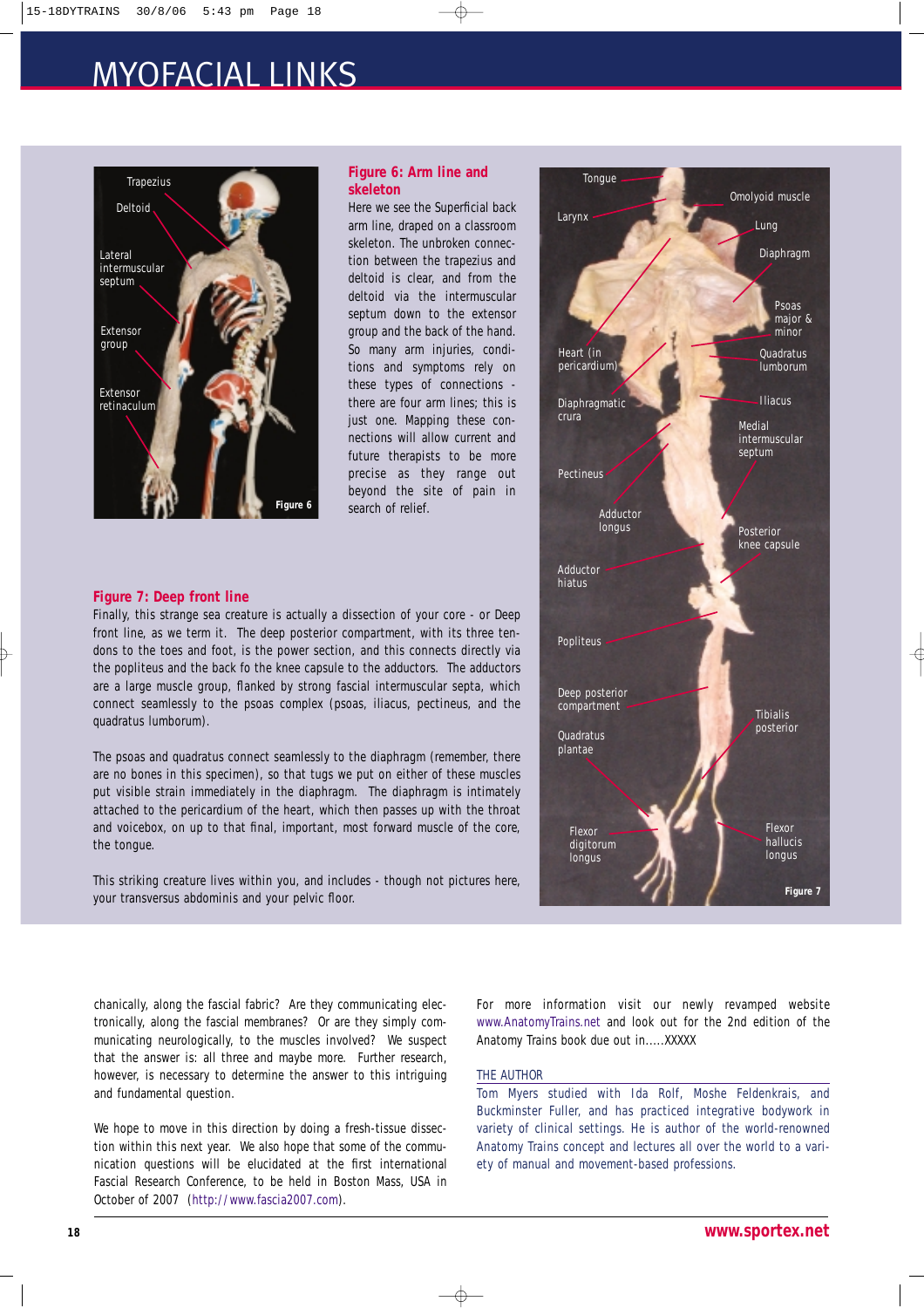# MYOFACIAL LINKS

Trapezius
Deltoid
Lateral intermuscular septum
Extensor group
Extensor retinaculum
Figure 6

**Figure 6: Arm line and skeleton**

Here we see the Superficial back arm line, draped on a classroom skeleton. The unbroken connection between the trapezius and deltoid is clear, and from the deltoid via the intermuscular septum down to the extensor group and the back of the hand. So many arm injuries, conditions and symptoms rely on these types of connections - there are four arm lines; this is just one. Mapping these connections will allow current and future therapists to be more precise as they range out beyond the site of pain in search of relief.

Tongue
Larynx
Omolyoid muscle
Lung
Diaphragm
Psoas major & minor
Heart (in pericardium)
Quadratus lumborum
Diaphragmatic crura
Iliacus
Medial intermuscular septum
Pectineus
Adductor longus
Posterior knee capsule
Adductor hiatus
Popliteus
Deep posterior compartment
Tibialis posterior
Quadratus plantae
Flexor digitorum longus
Flexor hallucis longus
Figure 7

**Figure 7: Deep front line**

Finally, this strange sea creature is actually a dissection of your core - or Deep front line, as we term it. The deep posterior compartment, with its three tendons to the toes and foot, is the power section, and this connects directly via the popliteus and the back fo the knee capsule to the adductors. The adductors are a large muscle group, flanked by strong fascial intermuscular septa, which connect seamlessly to the psoas complex (psoas, iliacus, pectineus, and the quadratus lumborum).

The psoas and quadratus connect seamlessly to the diaphragm (remember, there are no bones in this specimen), so that tugs we put on either of these muscles put visible strain immediately in the diaphragm. The diaphragm is intimately attached to the pericardium of the heart, which then passes up with the throat and voicebox, on up to that final, important, most forward muscle of the core, the tongue.

This striking creature lives within you, and includes - though not pictures here, your transversus abdominis and your pelvic floor.

chanically, along the fascial fabric? Are they communicating electronically, along the fascial membranes? Or are they simply communicating neurologically, to the muscles involved? We suspect that the answer is: all three and maybe more. Further research, however, is necessary to determine the answer to this intriguing and fundamental question.

We hope to move in this direction by doing a fresh-tissue dissection within this next year. We also hope that some of the communication questions will be elucidated at the first international Fascial Research Conference, to be held in Boston Mass, USA in October of 2007 (http://www.fascia2007.com).

For more information visit our newly revamped website www.AnatomyTrains.net and look out for the 2nd edition of the Anatomy Trains book due out in.....XXXXX

## THE AUTHOR

Tom Myers studied with Ida Rolf, Moshe Feldenkrais, and Buckminster Fuller, and has practiced integrative bodywork in variety of clinical settings. He is author of the world-renowned Anatomy Trains concept and lectures all over the world to a variety of manual and movement-based professions.